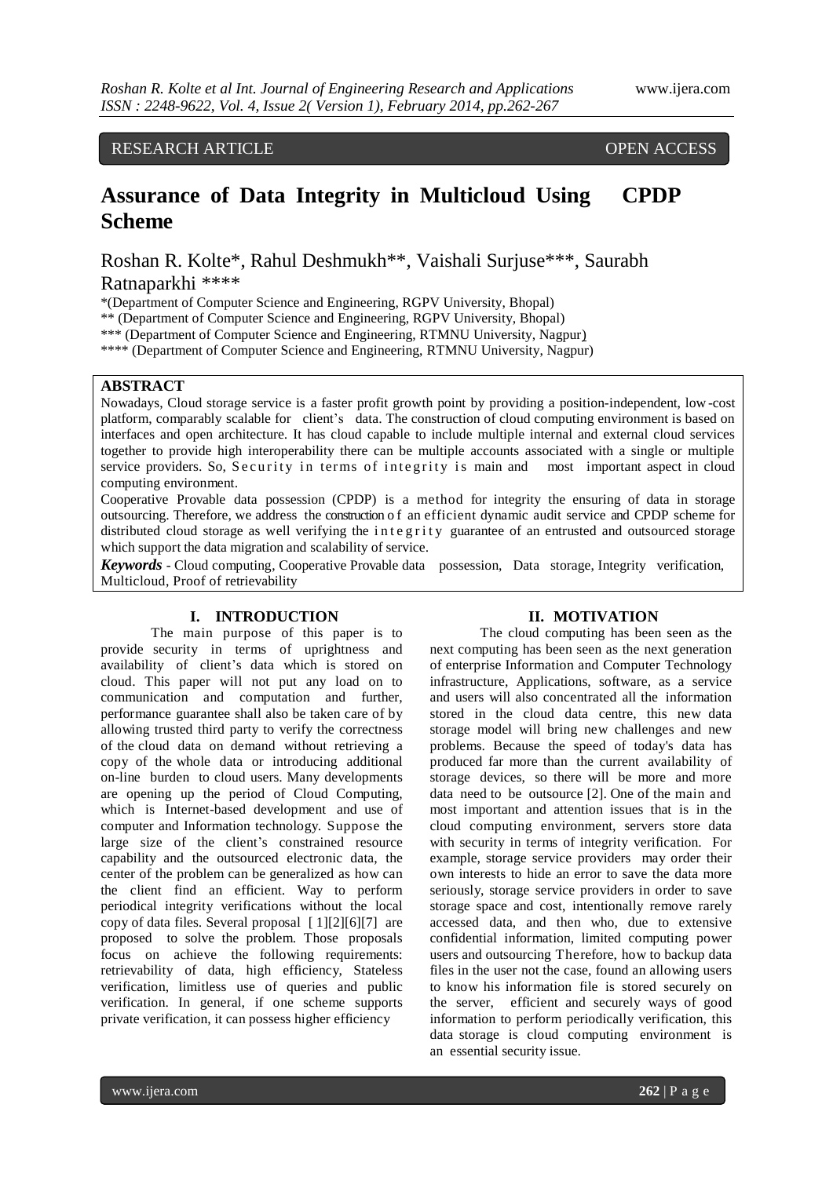RESEARCH ARTICLE OPEN ACCESS

# Assurance of Data Integrity in Multicloud Using CPDP Scheme

Roshan R. Kolte*, Rahul Deshmukh**, Vaishali Surjuse***, Saurabh Ratnaparkhi ****

*(Department of Computer Science and Engineering, RGPV University, Bhopal)
** (Department of Computer Science and Engineering, RGPV University, Bhopal)
*** (Department of Computer Science and Engineering, RTMNU University, Nagpur)
**** (Department of Computer Science and Engineering, RTMNU University, Nagpur)

## ABSTRACT

Nowadays, Cloud storage service is a faster profit growth point by providing a position-independent, low-cost platform, comparably scalable for client's data. The construction of cloud computing environment is based on interfaces and open architecture. It has cloud capable to include multiple internal and external cloud services together to provide high interoperability there can be multiple accounts associated with a single or multiple service providers. So, Security in terms of integrity is main and most important aspect in cloud computing environment.

Cooperative Provable data possession (CPDP) is a method for integrity the ensuring of data in storage outsourcing. Therefore, we address the construction of an efficient dynamic audit service and CPDP scheme for distributed cloud storage as well verifying the integrity guarantee of an entrusted and outsourced storage which support the data migration and scalability of service.

***Keywords*** - Cloud computing, Cooperative Provable data possession, Data storage, Integrity verification, Multicloud, Proof of retrievability

## I. INTRODUCTION

The main purpose of this paper is to provide security in terms of uprightness and availability of client's data which is stored on cloud. This paper will not put any load on to communication and computation and further, performance guarantee shall also be taken care of by allowing trusted third party to verify the correctness of the cloud data on demand without retrieving a copy of the whole data or introducing additional on-line burden to cloud users. Many developments are opening up the period of Cloud Computing, which is Internet-based development and use of computer and Information technology. Suppose the large size of the client's constrained resource capability and the outsourced electronic data, the center of the problem can be generalized as how can the client find an efficient. Way to perform periodical integrity verifications without the local copy of data files. Several proposal [1][2][6][7] are proposed to solve the problem. Those proposals focus on achieve the following requirements: retrievability of data, high efficiency, Stateless verification, limitless use of queries and public verification. In general, if one scheme supports private verification, it can possess higher efficiency

## II. MOTIVATION

The cloud computing has been seen as the next computing has been seen as the next generation of enterprise Information and Computer Technology infrastructure, Applications, software, as a service and users will also concentrated all the information stored in the cloud data centre, this new data storage model will bring new challenges and new problems. Because the speed of today's data has produced far more than the current availability of storage devices, so there will be more and more data need to be outsource [2]. One of the main and most important and attention issues that is in the cloud computing environment, servers store data with security in terms of integrity verification. For example, storage service providers may order their own interests to hide an error to save the data more seriously, storage service providers in order to save storage space and cost, intentionally remove rarely accessed data, and then who, due to extensive confidential information, limited computing power users and outsourcing Therefore, how to backup data files in the user not the case, found an allowing users to know his information file is stored securely on the server, efficient and securely ways of good information to perform periodically verification, this data storage is cloud computing environment is an essential security issue.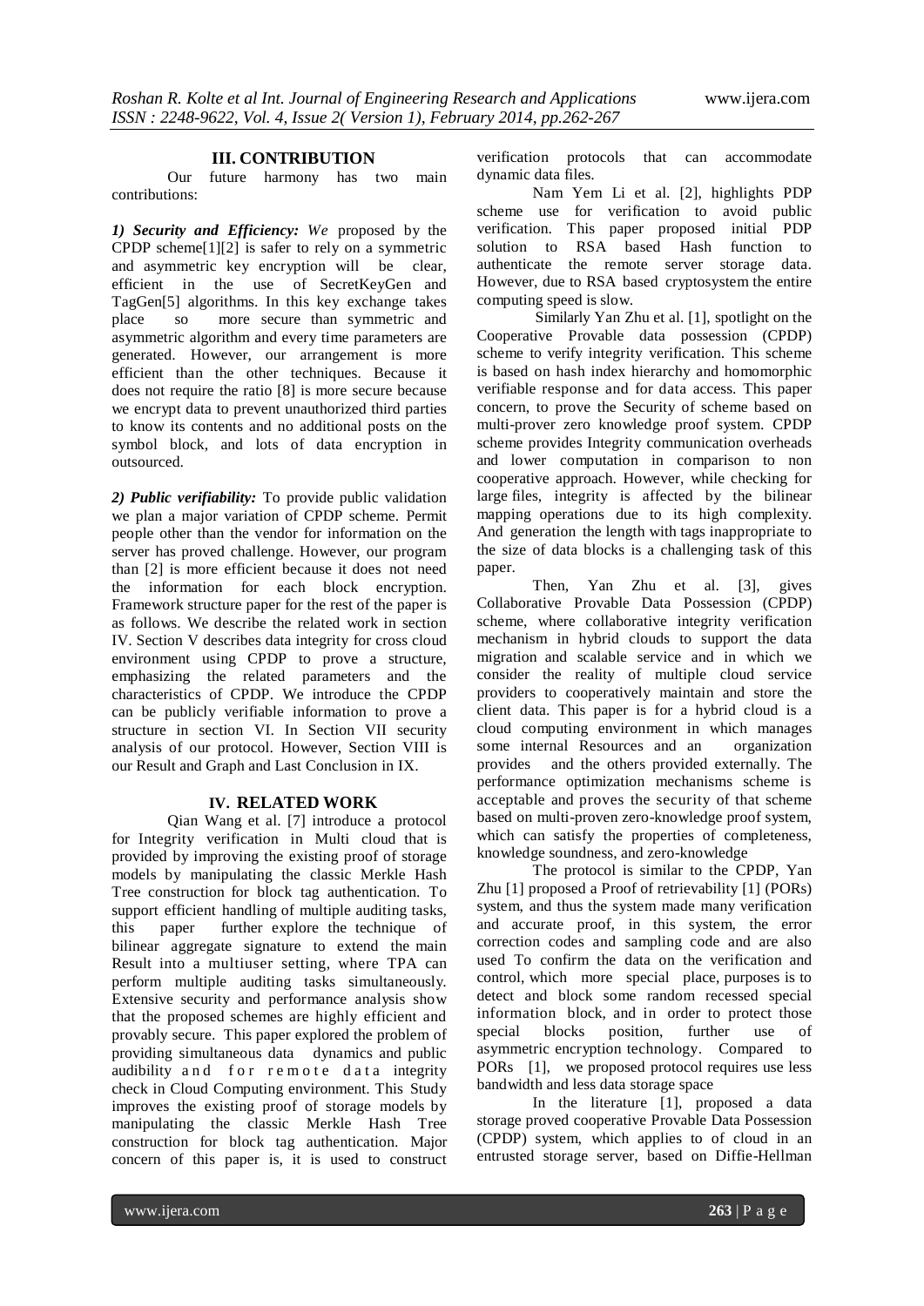## III. CONTRIBUTION

Our future harmony has two main contributions:

***1) Security and Efficiency:** We* proposed by the CPDP scheme[1][2] is safer to rely on a symmetric and asymmetric key encryption will be clear, efficient in the use of SecretKeyGen and TagGen[5] algorithms. In this key exchange takes place so more secure than symmetric and asymmetric algorithm and every time parameters are generated. However, our arrangement is more efficient than the other techniques. Because it does not require the ratio [8] is more secure because we encrypt data to prevent unauthorized third parties to know its contents and no additional posts on the symbol block, and lots of data encryption in outsourced.

***2) Public verifiability:*** To provide public validation we plan a major variation of CPDP scheme. Permit people other than the vendor for information on the server has proved challenge. However, our program than [2] is more efficient because it does not need the information for each block encryption. Framework structure paper for the rest of the paper is as follows. We describe the related work in section IV. Section V describes data integrity for cross cloud environment using CPDP to prove a structure, emphasizing the related parameters and the characteristics of CPDP. We introduce the CPDP can be publicly verifiable information to prove a structure in section VI. In Section VII security analysis of our protocol. However, Section VIII is our Result and Graph and Last Conclusion in IX.

## IV. RELATED WORK

Qian Wang et al. [7] introduce a protocol for Integrity verification in Multi cloud that is provided by improving the existing proof of storage models by manipulating the classic Merkle Hash Tree construction for block tag authentication. To support efficient handling of multiple auditing tasks, this paper further explore the technique of bilinear aggregate signature to extend the main Result into a multiuser setting, where TPA can perform multiple auditing tasks simultaneously. Extensive security and performance analysis show that the proposed schemes are highly efficient and provably secure. This paper explored the problem of providing simultaneous data dynamics and public audibility and for remote data integrity check in Cloud Computing environment. This Study improves the existing proof of storage models by manipulating the classic Merkle Hash Tree construction for block tag authentication. Major concern of this paper is, it is used to construct verification protocols that can accommodate dynamic data files.

Nam Yem Li et al. [2], highlights PDP scheme use for verification to avoid public verification. This paper proposed initial PDP solution to RSA based Hash function to authenticate the remote server storage data. However, due to RSA based cryptosystem the entire computing speed is slow.

Similarly Yan Zhu et al. [1], spotlight on the Cooperative Provable data possession (CPDP) scheme to verify integrity verification. This scheme is based on hash index hierarchy and homomorphic verifiable response and for data access. This paper concern, to prove the Security of scheme based on multi-prover zero knowledge proof system. CPDP scheme provides Integrity communication overheads and lower computation in comparison to non cooperative approach. However, while checking for large files, integrity is affected by the bilinear mapping operations due to its high complexity. And generation the length with tags inappropriate to the size of data blocks is a challenging task of this paper.

Then, Yan Zhu et al. [3], gives Collaborative Provable Data Possession (CPDP) scheme, where collaborative integrity verification mechanism in hybrid clouds to support the data migration and scalable service and in which we consider the reality of multiple cloud service providers to cooperatively maintain and store the client data. This paper is for a hybrid cloud is a cloud computing environment in which manages some internal Resources and an organization provides and the others provided externally. The performance optimization mechanisms scheme is acceptable and proves the security of that scheme based on multi-proven zero-knowledge proof system, which can satisfy the properties of completeness, knowledge soundness, and zero-knowledge

The protocol is similar to the CPDP, Yan Zhu [1] proposed a Proof of retrievability [1] (PORs) system, and thus the system made many verification and accurate proof, in this system, the error correction codes and sampling code and are also used To confirm the data on the verification and control, which more special place, purposes is to detect and block some random recessed special information block, and in order to protect those special blocks position, further use of asymmetric encryption technology. Compared to PORs [1], we proposed protocol requires use less bandwidth and less data storage space

In the literature [1], proposed a data storage proved cooperative Provable Data Possession (CPDP) system, which applies to of cloud in an entrusted storage server, based on Diffie-Hellman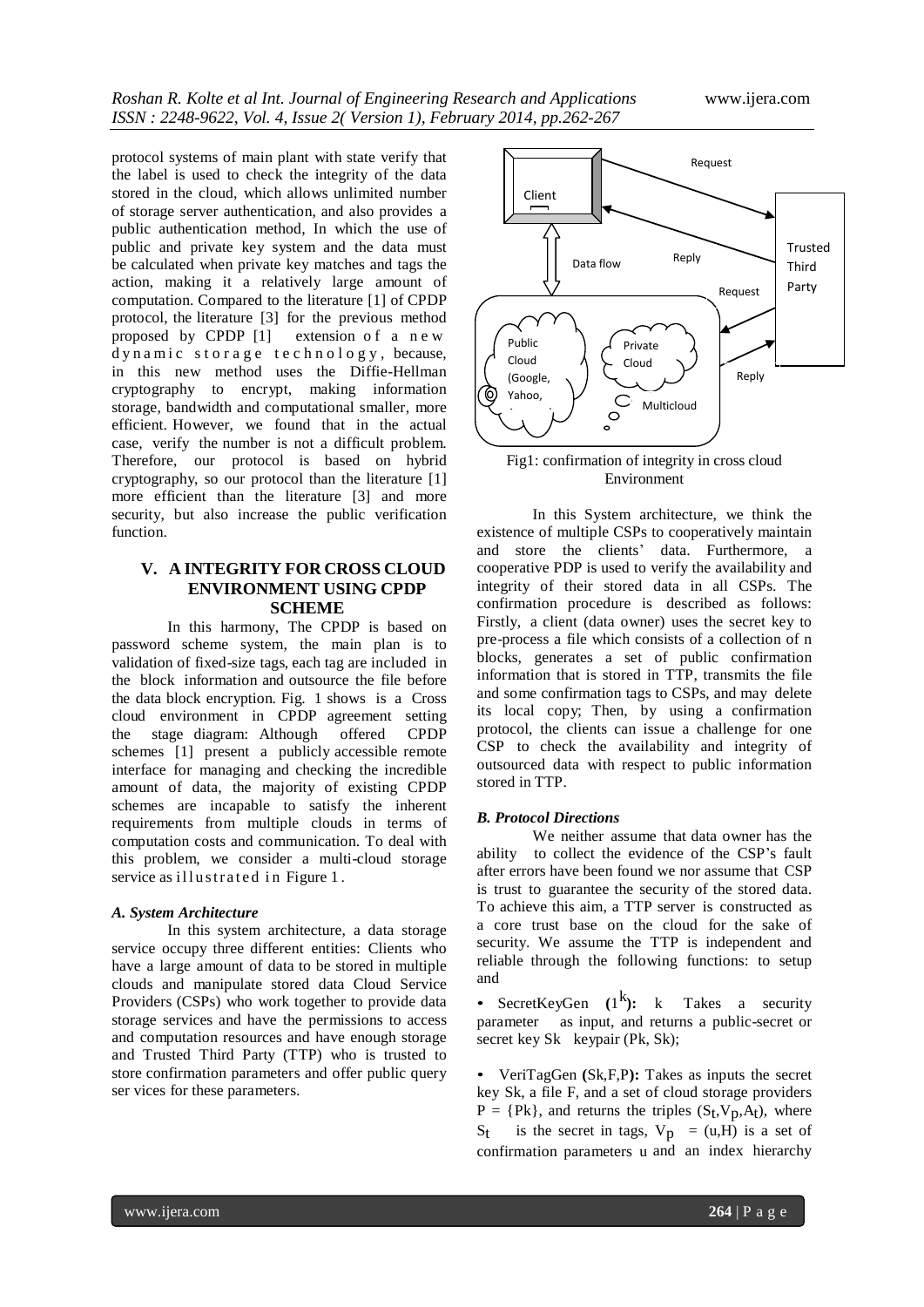protocol systems of main plant with state verify that the label is used to check the integrity of the data stored in the cloud, which allows unlimited number of storage server authentication, and also provides a public authentication method, In which the use of public and private key system and the data must be calculated when private key matches and tags the action, making it a relatively large amount of computation. Compared to the literature [1] of CPDP protocol, the literature [3] for the previous method proposed by CPDP [1] extension of a new dynamic storage technology, because, in this new method uses the Diffie-Hellman cryptography to encrypt, making information storage, bandwidth and computational smaller, more efficient. However, we found that in the actual case, verify the number is not a difficult problem. Therefore, our protocol is based on hybrid cryptography, so our protocol than the literature [1] more efficient than the literature [3] and more security, but also increase the public verification function.

## V. A INTEGRITY FOR CROSS CLOUD ENVIRONMENT USING CPDP SCHEME

In this harmony, The CPDP is based on password scheme system, the main plan is to validation of fixed-size tags, each tag are included in the block information and outsource the file before the data block encryption. Fig. 1 shows is a Cross cloud environment in CPDP agreement setting the stage diagram: Although offered CPDP schemes [1] present a publicly accessible remote interface for managing and checking the incredible amount of data, the majority of existing CPDP schemes are incapable to satisfy the inherent requirements from multiple clouds in terms of computation costs and communication. To deal with this problem, we consider a multi-cloud storage service as illustrated in Figure 1.

### *A. System Architecture*

In this system architecture, a data storage service occupy three different entities: Clients who have a large amount of data to be stored in multiple clouds and manipulate stored data Cloud Service Providers (CSPs) who work together to provide data storage services and have the permissions to access and computation resources and have enough storage and Trusted Third Party (TTP) who is trusted to store confirmation parameters and offer public query ser vices for these parameters.

Fig1: confirmation of integrity in cross cloud Environment

In this System architecture, we think the existence of multiple CSPs to cooperatively maintain and store the clients' data. Furthermore, a cooperative PDP is used to verify the availability and integrity of their stored data in all CSPs. The confirmation procedure is described as follows: Firstly, a client (data owner) uses the secret key to pre-process a file which consists of a collection of n blocks, generates a set of public confirmation information that is stored in TTP, transmits the file and some confirmation tags to CSPs, and may delete its local copy; Then, by using a confirmation protocol, the clients can issue a challenge for one CSP to check the availability and integrity of outsourced data with respect to public information stored in TTP.

### *B. Protocol Directions*

We neither assume that data owner has the ability to collect the evidence of the CSP's fault after errors have been found we nor assume that CSP is trust to guarantee the security of the stored data. To achieve this aim, a TTP server is constructed as a core trust base on the cloud for the sake of security. We assume the TTP is independent and reliable through the following functions: to setup and

- SecretKeyGen **($1^k$):** k Takes a security parameter as input, and returns a public-secret or secret key Sk keypair (Pk, Sk);
- VeriTagGen **(**Sk,F,P**):** Takes as inputs the secret key Sk, a file F, and a set of cloud storage providers P = {Pk}, and returns the triples ($S_t$,$V_p$,$A_t$), where $S_t$ is the secret in tags, $V_p$ = (u,H) is a set of confirmation parameters u and an index hierarchy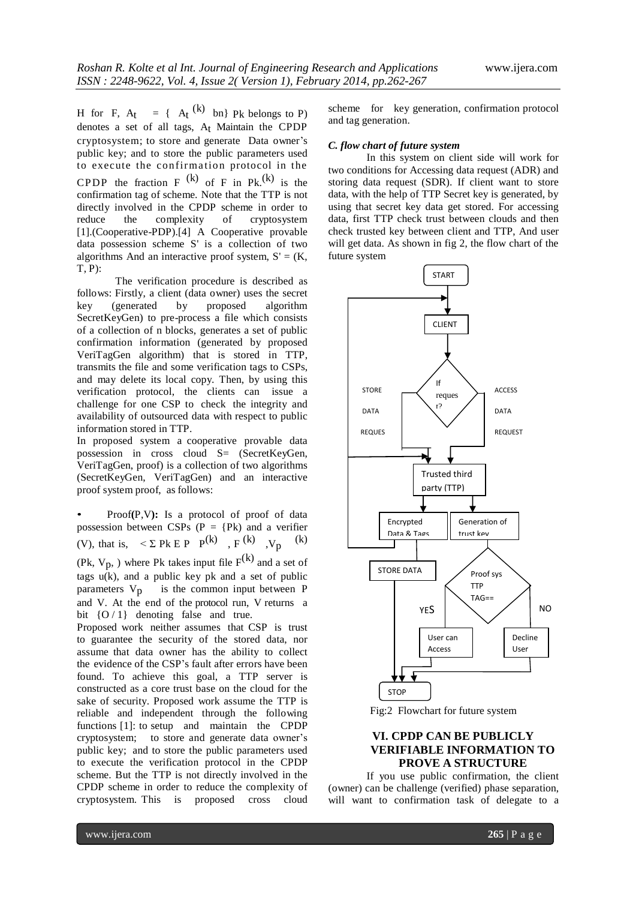H for F, $A_t = \{ A_t^{(k)}$ bn} Pk belongs to P) denotes a set of all tags, $A_t$ Maintain the CPDP cryptosystem; to store and generate Data owner's public key; and to store the public parameters used to execute the confirmation protocol in the CPDP the fraction $F^{(k)}$ of F in $Pk.^{(k)}$ is the confirmation tag of scheme. Note that the TTP is not directly involved in the CPDP scheme in order to reduce the complexity of cryptosystem [1].(Cooperative-PDP).[4] A Cooperative provable data possession scheme S' is a collection of two algorithms And an interactive proof system, S' = (K, T, P):

The verification procedure is described as follows: Firstly, a client (data owner) uses the secret key (generated by proposed algorithm SecretKeyGen) to pre-process a file which consists of a collection of n blocks, generates a set of public confirmation information (generated by proposed VeriTagGen algorithm) that is stored in TTP, transmits the file and some verification tags to CSPs, and may delete its local copy. Then, by using this verification protocol, the clients can issue a challenge for one CSP to check the integrity and availability of outsourced data with respect to public information stored in TTP.

In proposed system a cooperative provable data possession in cross cloud S= (SecretKeyGen, VeriTagGen, proof) is a collection of two algorithms (SecretKeyGen, VeriTagGen) and an interactive proof system proof, as follows:

- **Proof(P,V):** Is a protocol of proof of data possession between CSPs (P = {Pk} and a verifier (V), that is, $< \Sigma$ Pk E P $P^{(k)}$, $F^{(k)}$, $V_p$ $^{(k)}$ (Pk, $V_p$, ) where Pk takes input file $F^{(k)}$ and a set of tags u(k), and a public key pk and a set of public parameters $V_p$ is the common input between P and V. At the end of the protocol run, V returns a bit {O / 1} denoting false and true.

Proposed work neither assumes that CSP is trust to guarantee the security of the stored data, nor assume that data owner has the ability to collect the evidence of the CSP's fault after errors have been found. To achieve this goal, a TTP server is constructed as a core trust base on the cloud for the sake of security. Proposed work assume the TTP is reliable and independent through the following functions [1]: to setup and maintain the CPDP cryptosystem; to store and generate data owner's public key; and to store the public parameters used to execute the verification protocol in the CPDP scheme. But the TTP is not directly involved in the CPDP scheme in order to reduce the complexity of cryptosystem. This is proposed cross cloud scheme for key generation, confirmation protocol and tag generation.

### *C. flow chart of future system*

In this system on client side will work for two conditions for Accessing data request (ADR) and storing data request (SDR). If client want to store data, with the help of TTP Secret key is generated, by using that secret key data get stored. For accessing data, first TTP check trust between clouds and then check trusted key between client and TTP, And user will get data. As shown in fig 2, the flow chart of the future system

Fig:2 Flowchart for future system

## VI. CPDP CAN BE PUBLICLY VERIFIABLE INFORMATION TO PROVE A STRUCTURE

If you use public confirmation, the client (owner) can be challenge (verified) phase separation, will want to confirmation task of delegate to a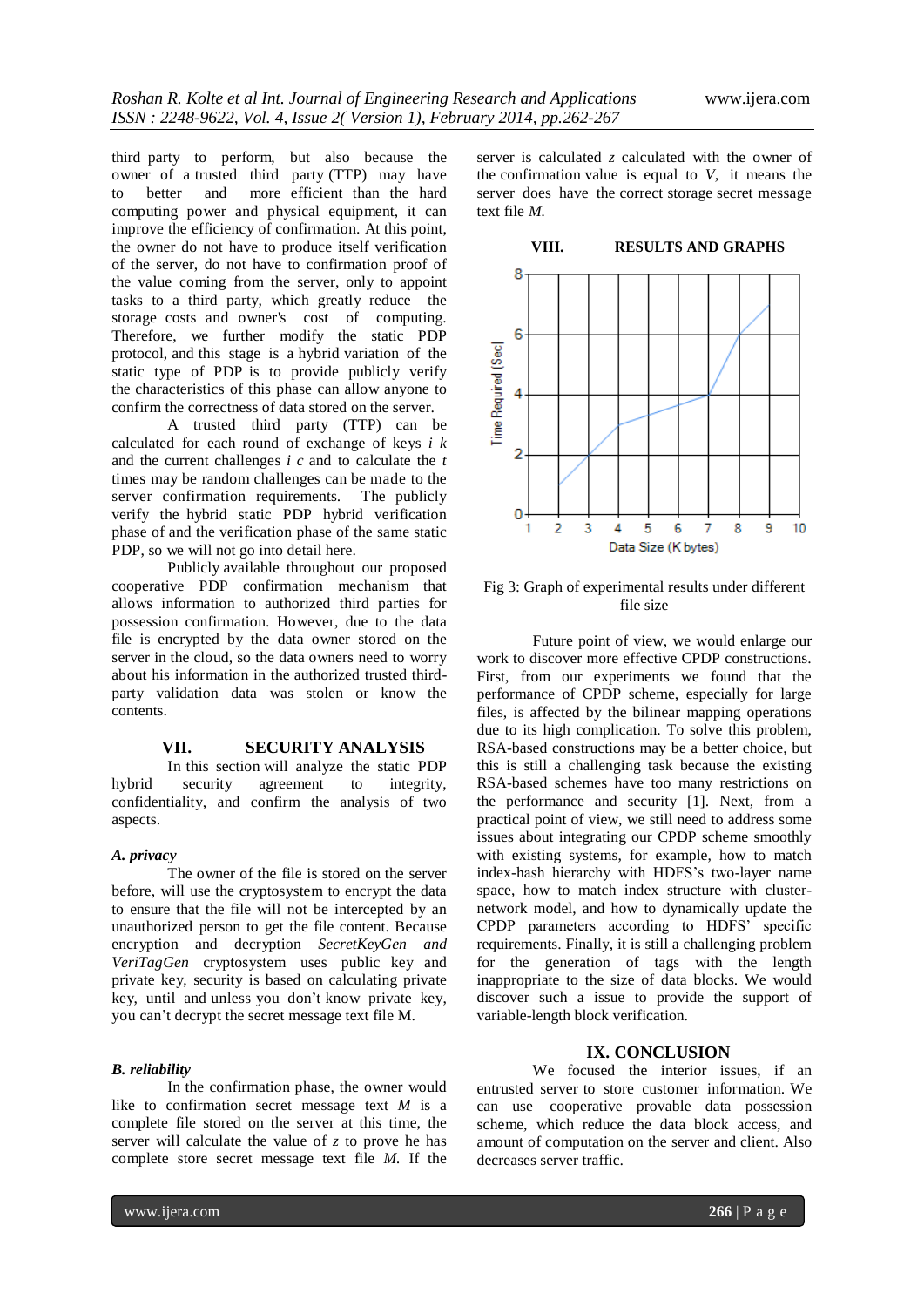third party to perform, but also because the owner of a trusted third party (TTP) may have to better and more efficient than the hard computing power and physical equipment, it can improve the efficiency of confirmation. At this point, the owner do not have to produce itself verification of the server, do not have to confirmation proof of the value coming from the server, only to appoint tasks to a third party, which greatly reduce the storage costs and owner's cost of computing. Therefore, we further modify the static PDP protocol, and this stage is a hybrid variation of the static type of PDP is to provide publicly verify the characteristics of this phase can allow anyone to confirm the correctness of data stored on the server.

A trusted third party (TTP) can be calculated for each round of exchange of keys *i k* and the current challenges *i c* and to calculate the *t* times may be random challenges can be made to the server confirmation requirements. The publicly verify the hybrid static PDP hybrid verification phase of and the verification phase of the same static PDP, so we will not go into detail here.

Publicly available throughout our proposed cooperative PDP confirmation mechanism that allows information to authorized third parties for possession confirmation. However, due to the data file is encrypted by the data owner stored on the server in the cloud, so the data owners need to worry about his information in the authorized trusted third-party validation data was stolen or know the contents.

## VII. SECURITY ANALYSIS

In this section will analyze the static PDP hybrid security agreement to integrity, confidentiality, and confirm the analysis of two aspects.

### *A. privacy*

The owner of the file is stored on the server before, will use the cryptosystem to encrypt the data to ensure that the file will not be intercepted by an unauthorized person to get the file content. Because encryption and decryption *SecretKeyGen and VeriTagGen* cryptosystem uses public key and private key, security is based on calculating private key, until and unless you don't know private key, you can't decrypt the secret message text file M.

### *B. reliability*

In the confirmation phase, the owner would like to confirmation secret message text *M* is a complete file stored on the server at this time, the server will calculate the value of *z* to prove he has complete store secret message text file *M*. If the server is calculated *z* calculated with the owner of the confirmation value is equal to *V*, it means the server does have the correct storage secret message text file *M*.

## VIII. RESULTS AND GRAPHS

Fig 3: Graph of experimental results under different file size

Future point of view, we would enlarge our work to discover more effective CPDP constructions. First, from our experiments we found that the performance of CPDP scheme, especially for large files, is affected by the bilinear mapping operations due to its high complication. To solve this problem, RSA-based constructions may be a better choice, but this is still a challenging task because the existing RSA-based schemes have too many restrictions on the performance and security [1]. Next, from a practical point of view, we still need to address some issues about integrating our CPDP scheme smoothly with existing systems, for example, how to match index-hash hierarchy with HDFS's two-layer name space, how to match index structure with cluster-network model, and how to dynamically update the CPDP parameters according to HDFS' specific requirements. Finally, it is still a challenging problem for the generation of tags with the length inappropriate to the size of data blocks. We would discover such a issue to provide the support of variable-length block verification.

## IX. CONCLUSION

We focused the interior issues, if an entrusted server to store customer information. We can use cooperative provable data possession scheme, which reduce the data block access, and amount of computation on the server and client. Also decreases server traffic.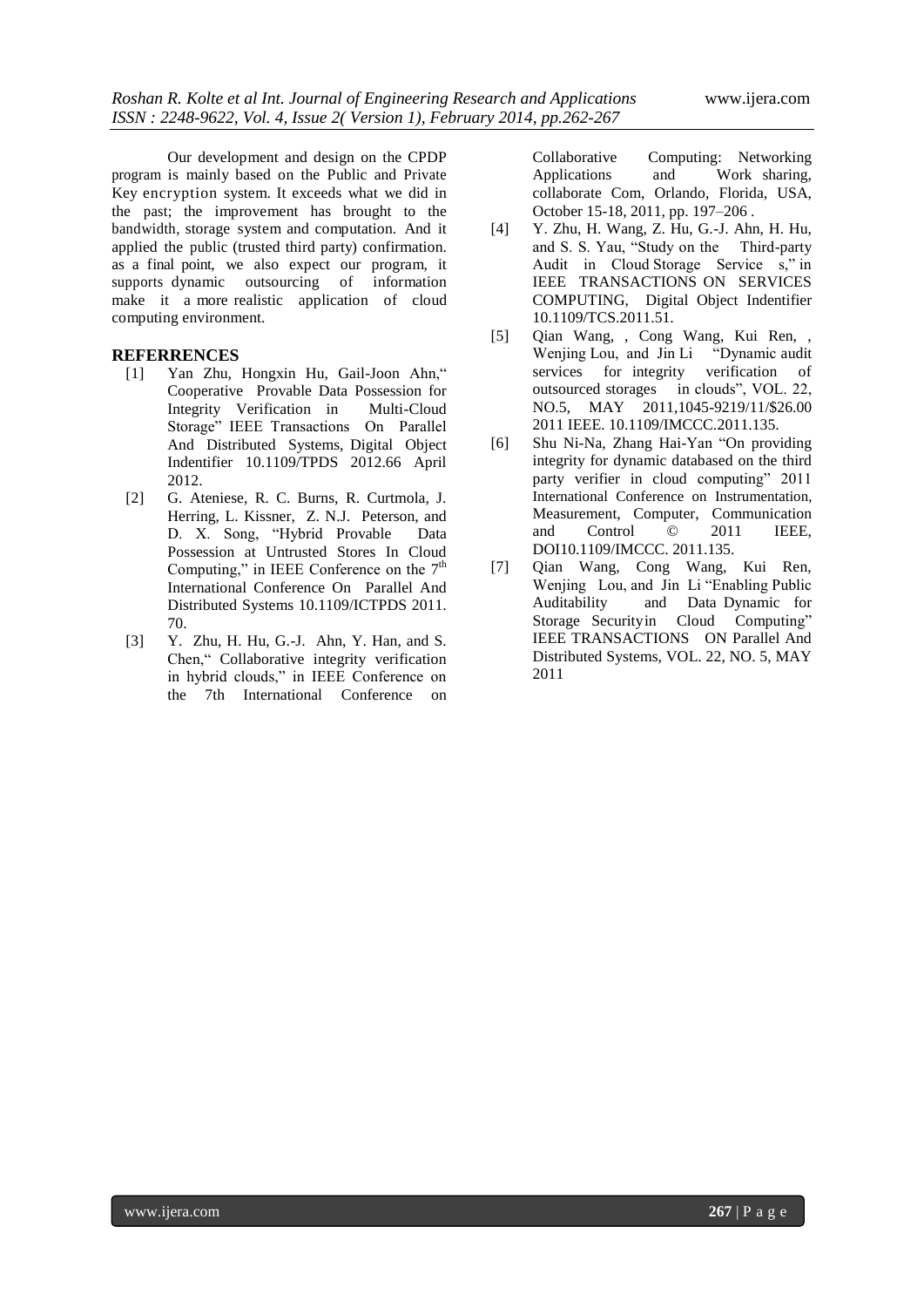Our development and design on the CPDP program is mainly based on the Public and Private Key encryption system. It exceeds what we did in the past; the improvement has brought to the bandwidth, storage system and computation. And it applied the public (trusted third party) confirmation. as a final point, we also expect our program, it supports dynamic outsourcing of information make it a more realistic application of cloud computing environment.

## REFERRENCES

[1] Yan Zhu, Hongxin Hu, Gail-Joon Ahn," Cooperative Provable Data Possession for Integrity Verification in Multi-Cloud Storage" IEEE Transactions On Parallel And Distributed Systems, Digital Object Indentifier 10.1109/TPDS 2012.66 April 2012.

[2] G. Ateniese, R. C. Burns, R. Curtmola, J. Herring, L. Kissner, Z. N.J. Peterson, and D. X. Song, "Hybrid Provable Data Possession at Untrusted Stores In Cloud Computing," in IEEE Conference on the 7th International Conference On Parallel And Distributed Systems 10.1109/ICTPDS 2011. 70.

[3] Y. Zhu, H. Hu, G.-J. Ahn, Y. Han, and S. Chen," Collaborative integrity verification in hybrid clouds," in IEEE Conference on the 7th International Conference on Collaborative Computing: Networking Applications and Work sharing, collaborate Com, Orlando, Florida, USA, October 15-18, 2011, pp. 197–206 .

[4] Y. Zhu, H. Wang, Z. Hu, G.-J. Ahn, H. Hu, and S. S. Yau, "Study on the Third-party Audit in Cloud Storage Service s," in IEEE TRANSACTIONS ON SERVICES COMPUTING, Digital Object Indentifier 10.1109/TCS.2011.51.

[5] Qian Wang, , Cong Wang, Kui Ren, , Wenjing Lou, and Jin Li "Dynamic audit services for integrity verification of outsourced storages in clouds", VOL. 22, NO.5, MAY 2011,1045-9219/11/$26.00 2011 IEEE. 10.1109/IMCCC.2011.135.

[6] Shu Ni-Na, Zhang Hai-Yan "On providing integrity for dynamic databased on the third party verifier in cloud computing" 2011 International Conference on Instrumentation, Measurement, Computer, Communication and Control © 2011 IEEE, DOI10.1109/IMCCC. 2011.135.

[7] Qian Wang, Cong Wang, Kui Ren, Wenjing Lou, and Jin Li "Enabling Public Auditability and Data Dynamic for Storage Securityin Cloud Computing" IEEE TRANSACTIONS ON Parallel And Distributed Systems, VOL. 22, NO. 5, MAY 2011